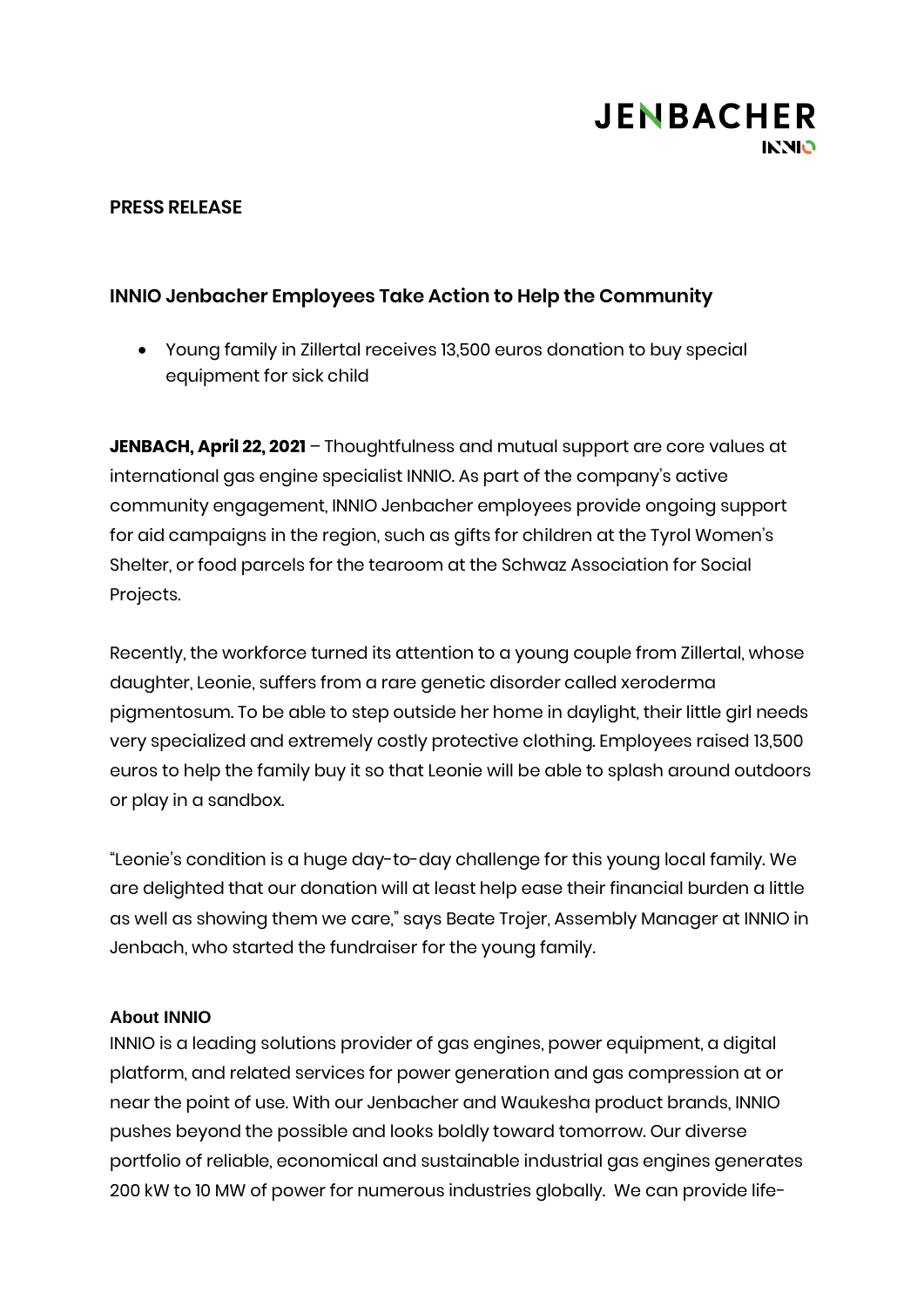**PRESS RELEASE**

## INNIO Jenbacher Employees Take Action to Help the Community

- Young family in Zillertal receives 13,500 euros donation to buy special equipment for sick child

**JENBACH, April 22, 2021** – Thoughtfulness and mutual support are core values at international gas engine specialist INNIO. As part of the company's active community engagement, INNIO Jenbacher employees provide ongoing support for aid campaigns in the region, such as gifts for children at the Tyrol Women's Shelter, or food parcels for the tearoom at the Schwaz Association for Social Projects.

Recently, the workforce turned its attention to a young couple from Zillertal, whose daughter, Leonie, suffers from a rare genetic disorder called xeroderma pigmentosum. To be able to step outside her home in daylight, their little girl needs very specialized and extremely costly protective clothing. Employees raised 13,500 euros to help the family buy it so that Leonie will be able to splash around outdoors or play in a sandbox.

"Leonie's condition is a huge day-to-day challenge for this young local family. We are delighted that our donation will at least help ease their financial burden a little as well as showing them we care," says Beate Trojer, Assembly Manager at INNIO in Jenbach, who started the fundraiser for the young family.

**About INNIO**

INNIO is a leading solutions provider of gas engines, power equipment, a digital platform, and related services for power generation and gas compression at or near the point of use. With our Jenbacher and Waukesha product brands, INNIO pushes beyond the possible and looks boldly toward tomorrow. Our diverse portfolio of reliable, economical and sustainable industrial gas engines generates 200 kW to 10 MW of power for numerous industries globally. We can provide life-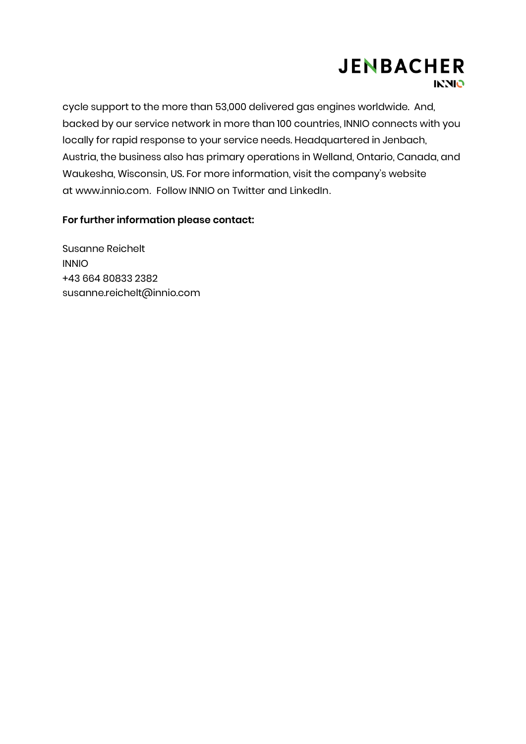cycle support to the more than 53,000 delivered gas engines worldwide. And, backed by our service network in more than 100 countries, INNIO connects with you locally for rapid response to your service needs. Headquartered in Jenbach, Austria, the business also has primary operations in Welland, Ontario, Canada, and Waukesha, Wisconsin, US. For more information, visit the company's website at www.innio.com. Follow INNIO on Twitter and LinkedIn.

**For further information please contact:**

Susanne Reichelt
INNIO
+43 664 80833 2382
susanne.reichelt@innio.com